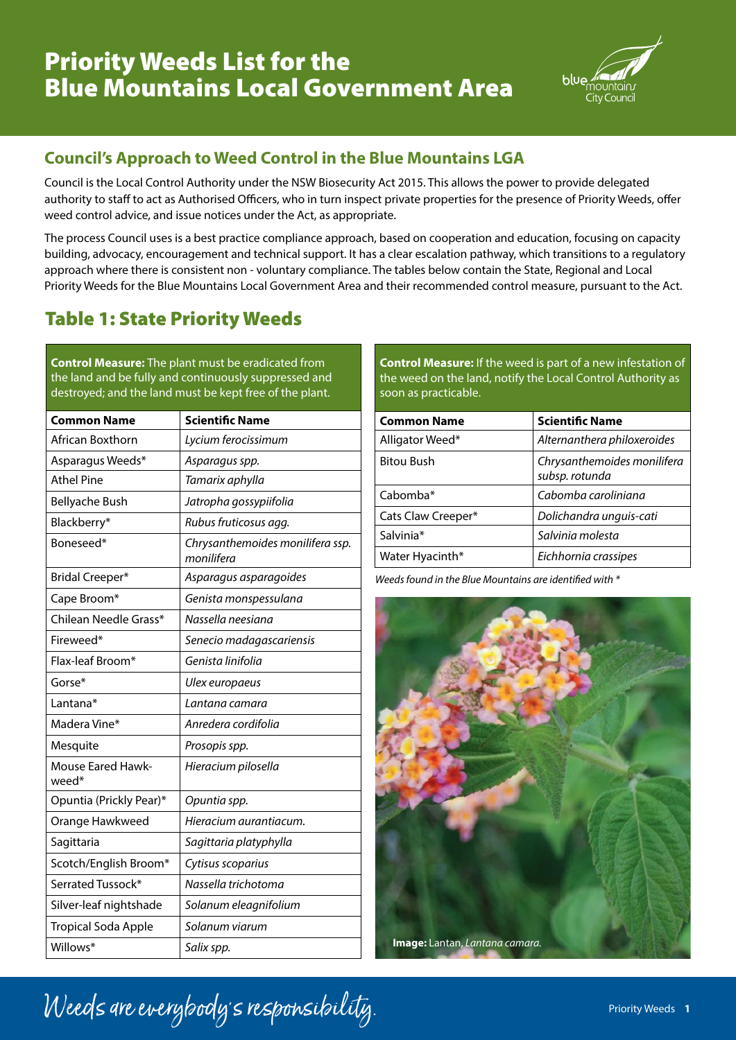# Priority Weeds List for the Blue Mountains Local Government Area

## Council's Approach to Weed Control in the Blue Mountains LGA

Council is the Local Control Authority under the NSW Biosecurity Act 2015. This allows the power to provide delegated authority to staff to act as Authorised Officers, who in turn inspect private properties for the presence of Priority Weeds, offer weed control advice, and issue notices under the Act, as appropriate.

The process Council uses is a best practice compliance approach, based on cooperation and education, focusing on capacity building, advocacy, encouragement and technical support. It has a clear escalation pathway, which transitions to a regulatory approach where there is consistent non - voluntary compliance. The tables below contain the State, Regional and Local Priority Weeds for the Blue Mountains Local Government Area and their recommended control measure, pursuant to the Act.

## Table 1: State Priority Weeds

**Control Measure:** The plant must be eradicated from the land and be fully and continuously suppressed and destroyed; and the land must be kept free of the plant.

| Common Name | Scientific Name |
|---|---|
| African Boxthorn | *Lycium ferocissimum* |
| Asparagus Weeds* | *Asparagus spp.* |
| Athel Pine | *Tamarix aphylla* |
| Bellyache Bush | *Jatropha gossypiifolia* |
| Blackberry* | *Rubus fruticosus agg.* |
| Boneseed* | *Chrysanthemoides monilifera ssp. monilifera* |
| Bridal Creeper* | *Asparagus asparagoides* |
| Cape Broom* | *Genista monspessulana* |
| Chilean Needle Grass* | *Nassella neesiana* |
| Fireweed* | *Senecio madagascariensis* |
| Flax-leaf Broom* | *Genista linifolia* |
| Gorse* | *Ulex europaeus* |
| Lantana* | *Lantana camara* |
| Madera Vine* | *Anredera cordifolia* |
| Mesquite | *Prosopis spp.* |
| Mouse Eared Hawk-weed* | *Hieracium pilosella* |
| Opuntia (Prickly Pear)* | *Opuntia spp.* |
| Orange Hawkweed | *Hieracium aurantiacum.* |
| Sagittaria | *Sagittaria platyphylla* |
| Scotch/English Broom* | *Cytisus scoparius* |
| Serrated Tussock* | *Nassella trichotoma* |
| Silver-leaf nightshade | *Solanum eleagnifolium* |
| Tropical Soda Apple | *Solanum viarum* |
| Willows* | *Salix spp.* |

**Control Measure:** If the weed is part of a new infestation of the weed on the land, notify the Local Control Authority as soon as practicable.

| Common Name | Scientific Name |
|---|---|
| Alligator Weed* | *Alternanthera philoxeroides* |
| Bitou Bush | *Chrysanthemoides monilifera subsp. rotunda* |
| Cabomba* | *Cabomba caroliniana* |
| Cats Claw Creeper* | *Dolichandra unguis-cati* |
| Salvinia* | *Salvinia molesta* |
| Water Hyacinth* | *Eichhornia crassipes* |

*Weeds found in the Blue Mountains are identified with **

**Image:** Lantan, *Lantana camara.*

Weeds are everybody's responsibility.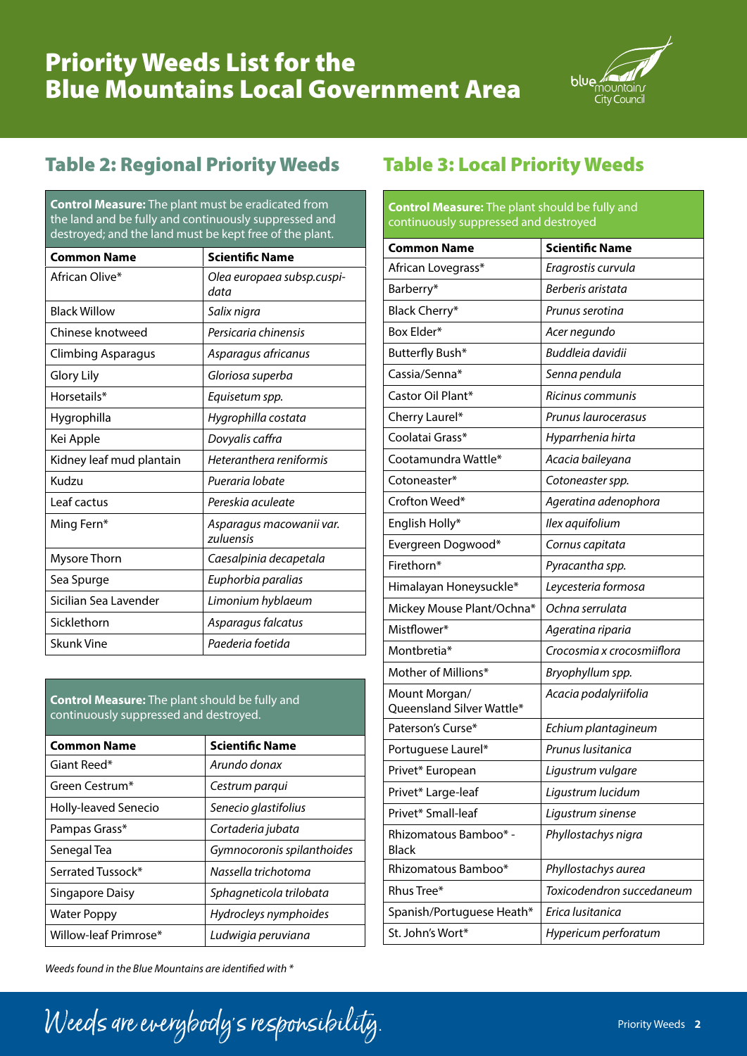# Priority Weeds List for the Blue Mountains Local Government Area

## Table 2: Regional Priority Weeds

**Control Measure:** The plant must be eradicated from the land and be fully and continuously suppressed and destroyed; and the land must be kept free of the plant.

| Common Name | Scientific Name |
|---|---|
| African Olive* | *Olea europaea subsp.cuspidata* |
| Black Willow | *Salix nigra* |
| Chinese knotweed | *Persicaria chinensis* |
| Climbing Asparagus | *Asparagus africanus* |
| Glory Lily | *Gloriosa superba* |
| Horsetails* | *Equisetum spp.* |
| Hygrophilla | *Hygrophilla costata* |
| Kei Apple | *Dovyalis caffra* |
| Kidney leaf mud plantain | *Heteranthera reniformis* |
| Kudzu | *Pueraria lobate* |
| Leaf cactus | *Pereskia aculeate* |
| Ming Fern* | *Asparagus macowanii var. zuluensis* |
| Mysore Thorn | *Caesalpinia decapetala* |
| Sea Spurge | *Euphorbia paralias* |
| Sicilian Sea Lavender | *Limonium hyblaeum* |
| Sicklethorn | *Asparagus falcatus* |
| Skunk Vine | *Paederia foetida* |

**Control Measure:** The plant should be fully and continuously suppressed and destroyed.

| Common Name | Scientific Name |
|---|---|
| Giant Reed* | *Arundo donax* |
| Green Cestrum* | *Cestrum parqui* |
| Holly-leaved Senecio | *Senecio glastifolius* |
| Pampas Grass* | *Cortaderia jubata* |
| Senegal Tea | *Gymnocoronis spilanthoides* |
| Serrated Tussock* | *Nassella trichotoma* |
| Singapore Daisy | *Sphagneticola trilobata* |
| Water Poppy | *Hydrocleys nymphoides* |
| Willow-leaf Primrose* | *Ludwigia peruviana* |

*Weeds found in the Blue Mountains are identified with **

## Table 3: Local Priority Weeds

**Control Measure:** The plant should be fully and continuously suppressed and destroyed

| Common Name | Scientific Name |
|---|---|
| African Lovegrass* | *Eragrostis curvula* |
| Barberry* | *Berberis aristata* |
| Black Cherry* | *Prunus serotina* |
| Box Elder* | *Acer negundo* |
| Butterfly Bush* | *Buddleia davidii* |
| Cassia/Senna* | *Senna pendula* |
| Castor Oil Plant* | *Ricinus communis* |
| Cherry Laurel* | *Prunus laurocerasus* |
| Coolatai Grass* | *Hyparrhenia hirta* |
| Cootamundra Wattle* | *Acacia baileyana* |
| Cotoneaster* | *Cotoneaster spp.* |
| Crofton Weed* | *Ageratina adenophora* |
| English Holly* | *Ilex aquifolium* |
| Evergreen Dogwood* | *Cornus capitata* |
| Firethorn* | *Pyracantha spp.* |
| Himalayan Honeysuckle* | *Leycesteria formosa* |
| Mickey Mouse Plant/Ochna* | *Ochna serrulata* |
| Mistflower* | *Ageratina riparia* |
| Montbretia* | *Crocosmia x crocosmiiflora* |
| Mother of Millions* | *Bryophyllum spp.* |
| Mount Morgan/ Queensland Silver Wattle* | *Acacia podalyriifolia* |
| Paterson's Curse* | *Echium plantagineum* |
| Portuguese Laurel* | *Prunus lusitanica* |
| Privet* European | *Ligustrum vulgare* |
| Privet* Large-leaf | *Ligustrum lucidum* |
| Privet* Small-leaf | *Ligustrum sinense* |
| Rhizomatous Bamboo* - Black | *Phyllostachys nigra* |
| Rhizomatous Bamboo* | *Phyllostachys aurea* |
| Rhus Tree* | *Toxicodendron succedaneum* |
| Spanish/Portugese Heath* | *Erica lusitanica* |
| St. John's Wort* | *Hypericum perforatum* |

Weeds are everybody's responsibility.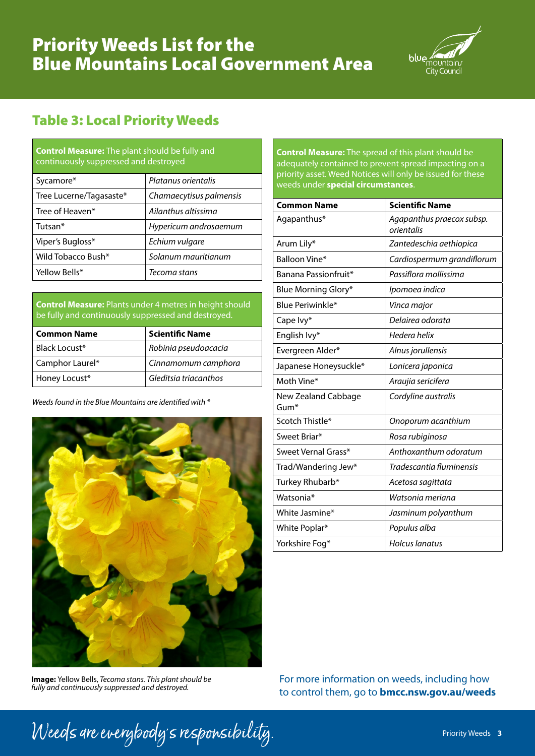# Priority Weeds List for the Blue Mountains Local Government Area

## Table 3: Local Priority Weeds

| **Control Measure:** The plant should be fully and continuously suppressed and destroyed | |
|---|---|
| Sycamore* | *Platanus orientalis* |
| Tree Lucerne/Tagasaste* | *Chamaecytisus palmensis* |
| Tree of Heaven* | *Ailanthus altissima* |
| Tutsan* | *Hypericum androsaemum* |
| Viper's Bugloss* | *Echium vulgare* |
| Wild Tobacco Bush* | *Solanum mauritianum* |
| Yellow Bells* | *Tecoma stans* |

**Control Measure:** Plants under 4 metres in height should be fully and continuously suppressed and destroyed.

| Common Name | Scientific Name |
|---|---|
| Black Locust* | *Robinia pseudoacacia* |
| Camphor Laurel* | *Cinnamomum camphora* |
| Honey Locust* | *Gleditsia triacanthos* |

*Weeds found in the Blue Mountains are identified with **

**Image:** Yellow Bells, *Tecoma stans. This plant should be fully and continuously suppressed and destroyed.*

**Control Measure:** The spread of this plant should be adequately contained to prevent spread impacting on a priority asset. Weed Notices will only be issued for these weeds under **special circumstances**.

| Common Name | Scientific Name |
|---|---|
| Agapanthus* | *Agapanthus praecox subsp. orientalis* |
| Arum Lily* | *Zantedeschia aethiopica* |
| Balloon Vine* | *Cardiospermum grandiflorum* |
| Banana Passionfruit* | *Passiflora mollissima* |
| Blue Morning Glory* | *Ipomoea indica* |
| Blue Periwinkle* | *Vinca major* |
| Cape Ivy* | *Delairea odorata* |
| English Ivy* | *Hedera helix* |
| Evergreen Alder* | *Alnus jorullensis* |
| Japanese Honeysuckle* | *Lonicera japonica* |
| Moth Vine* | *Araujia sericifera* |
| New Zealand Cabbage Gum* | *Cordyline australis* |
| Scotch Thistle* | *Onoporum acanthium* |
| Sweet Briar* | *Rosa rubiginosa* |
| Sweet Vernal Grass* | *Anthoxanthum odoratum* |
| Trad/Wandering Jew* | *Tradescantia fluminensis* |
| Turkey Rhubarb* | *Acetosa sagittata* |
| Watsonia* | *Watsonia meriana* |
| White Jasmine* | *Jasminum polyanthum* |
| White Poplar* | *Populus alba* |
| Yorkshire Fog* | *Holcus lanatus* |

For more information on weeds, including how to control them, go to **bmcc.nsw.gov.au/weeds**

*Weeds are everybody's responsibility.*